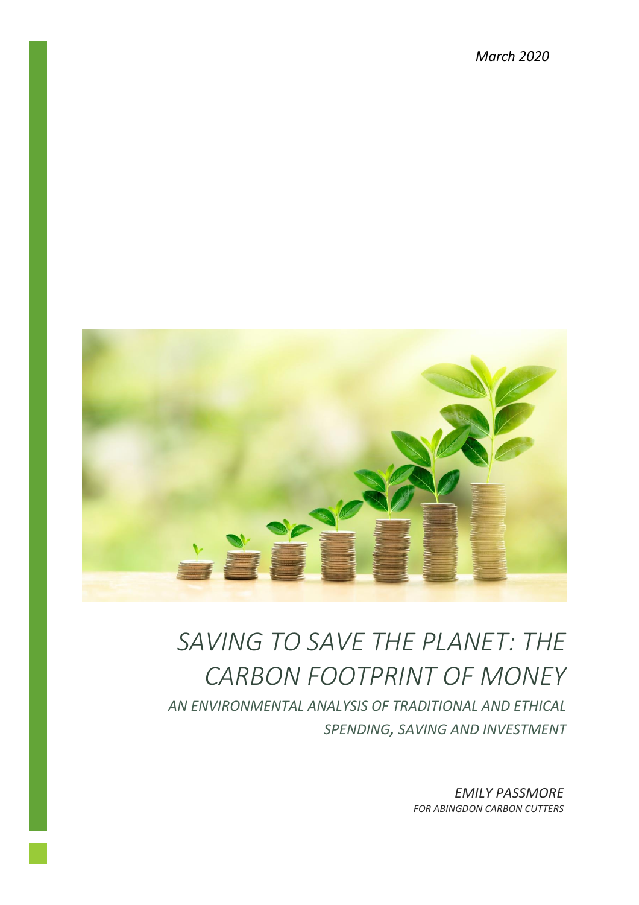*March 2020*

# *SAVING TO SAVE THE PLANET: THE CARBON FOOTPRINT OF MONEY*

## *AN ENVIRONMENTAL ANALYSIS OF TRADITIONAL AND ETHICAL SPENDING, SAVING AND INVESTMENT*

*EMILY PASSMORE*

*FOR ABINGDON CARBON CUTTERS*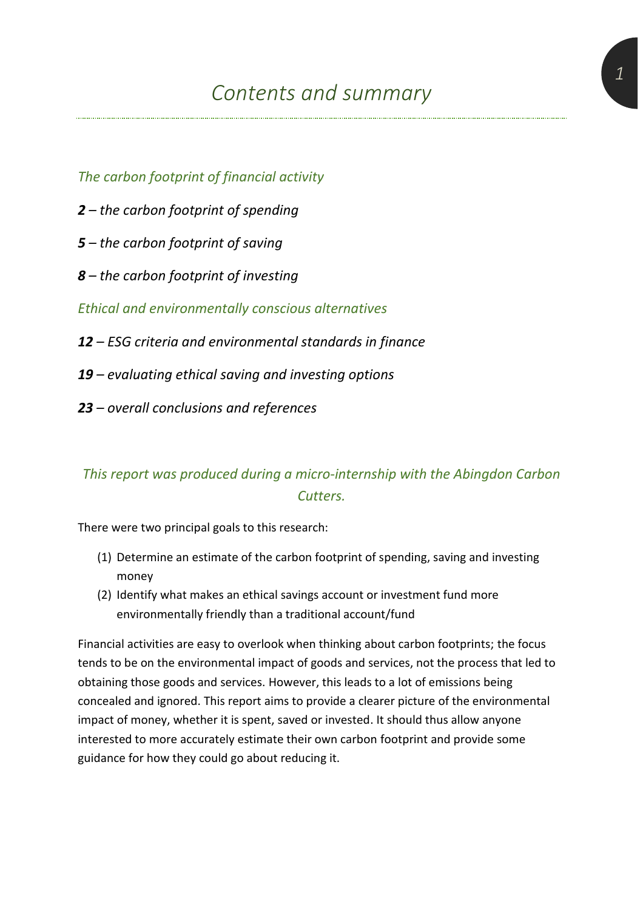# *Contents and summary*

*The carbon footprint of financial activity*

***2*** *– the carbon footprint of spending*

***5*** *– the carbon footprint of saving*

***8*** *– the carbon footprint of investing*

*Ethical and environmentally conscious alternatives*

***12*** *– ESG criteria and environmental standards in finance*

***19*** *– evaluating ethical saving and investing options*

***23*** *– overall conclusions and references*

*This report was produced during a micro-internship with the Abingdon Carbon Cutters.*

There were two principal goals to this research:

(1) Determine an estimate of the carbon footprint of spending, saving and investing money
(2) Identify what makes an ethical savings account or investment fund more environmentally friendly than a traditional account/fund

Financial activities are easy to overlook when thinking about carbon footprints; the focus tends to be on the environmental impact of goods and services, not the process that led to obtaining those goods and services. However, this leads to a lot of emissions being concealed and ignored. This report aims to provide a clearer picture of the environmental impact of money, whether it is spent, saved or invested. It should thus allow anyone interested to more accurately estimate their own carbon footprint and provide some guidance for how they could go about reducing it.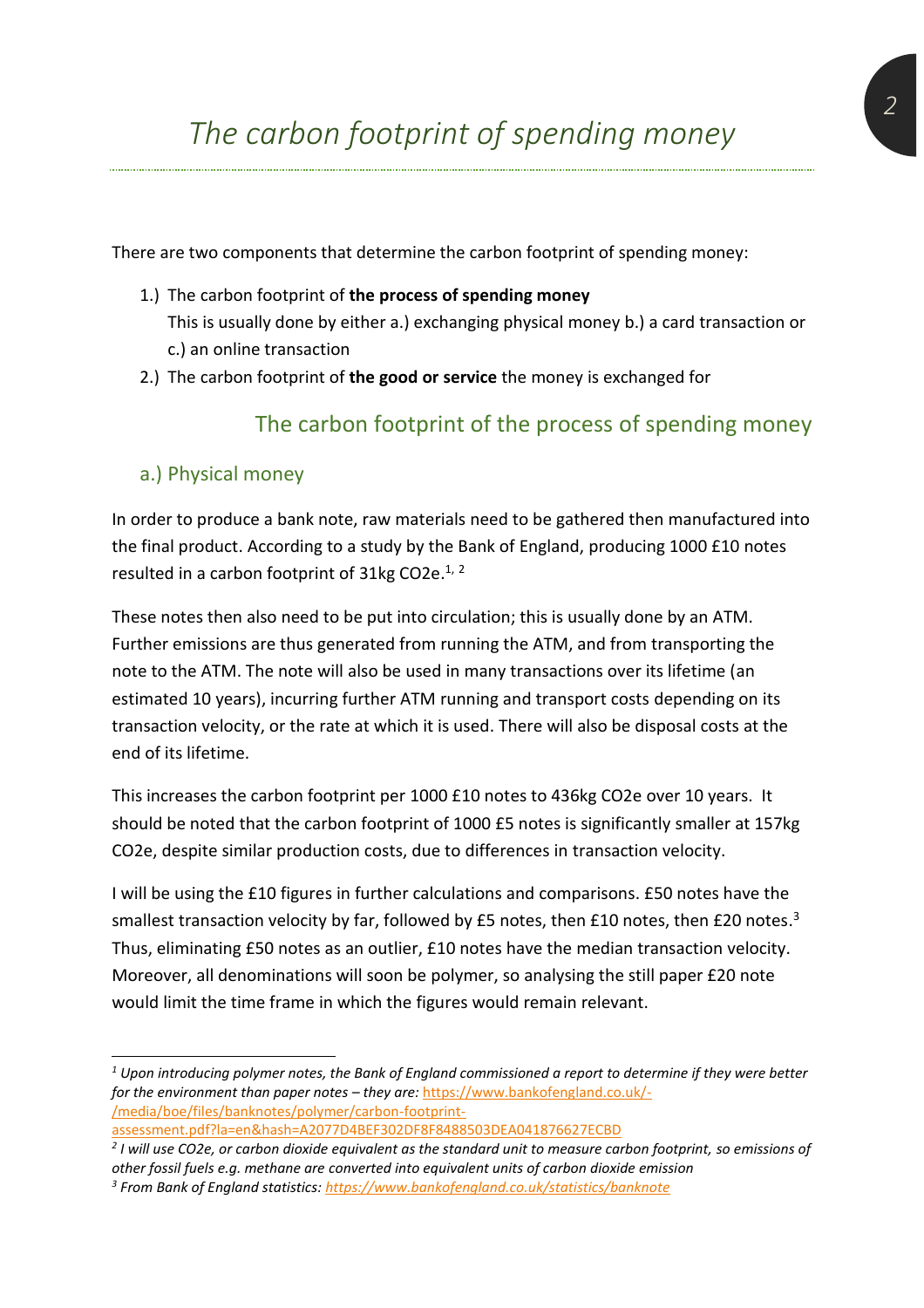# The carbon footprint of spending money

There are two components that determine the carbon footprint of spending money:

1.) The carbon footprint of **the process of spending money**
This is usually done by either a.) exchanging physical money b.) a card transaction or c.) an online transaction
2.) The carbon footprint of **the good or service** the money is exchanged for

## The carbon footprint of the process of spending money

### a.) Physical money

In order to produce a bank note, raw materials need to be gathered then manufactured into the final product. According to a study by the Bank of England, producing 1000 £10 notes resulted in a carbon footprint of 31kg $CO_2e$.[1, 2]

These notes then also need to be put into circulation; this is usually done by an ATM. Further emissions are thus generated from running the ATM, and from transporting the note to the ATM. The note will also be used in many transactions over its lifetime (an estimated 10 years), incurring further ATM running and transport costs depending on its transaction velocity, or the rate at which it is used. There will also be disposal costs at the end of its lifetime.

This increases the carbon footprint per 1000 £10 notes to 436kg $CO_2e$ over 10 years. It should be noted that the carbon footprint of 1000 £5 notes is significantly smaller at 157kg $CO_2e$, despite similar production costs, due to differences in transaction velocity.

I will be using the £10 figures in further calculations and comparisons. £50 notes have the smallest transaction velocity by far, followed by £5 notes, then £10 notes, then £20 notes.[3] Thus, eliminating £50 notes as an outlier, £10 notes have the median transaction velocity. Moreover, all denominations will soon be polymer, so analysing the still paper £20 note would limit the time frame in which the figures would remain relevant.

---

*[1] Upon introducing polymer notes, the Bank of England commissioned a report to determine if they were better for the environment than paper notes – they are:* https://www.bankofengland.co.uk/-/media/boe/files/banknotes/polymer/carbon-footprint-assessment.pdf?la=en&hash=A2077D4BEF302DF8F8488503DEA041876627ECBD

*[2] I will use $CO_2e$, or carbon dioxide equivalent as the standard unit to measure carbon footprint, so emissions of other fossil fuels e.g. methane are converted into equivalent units of carbon dioxide emission*

*[3] From Bank of England statistics: https://www.bankofengland.co.uk/statistics/banknote*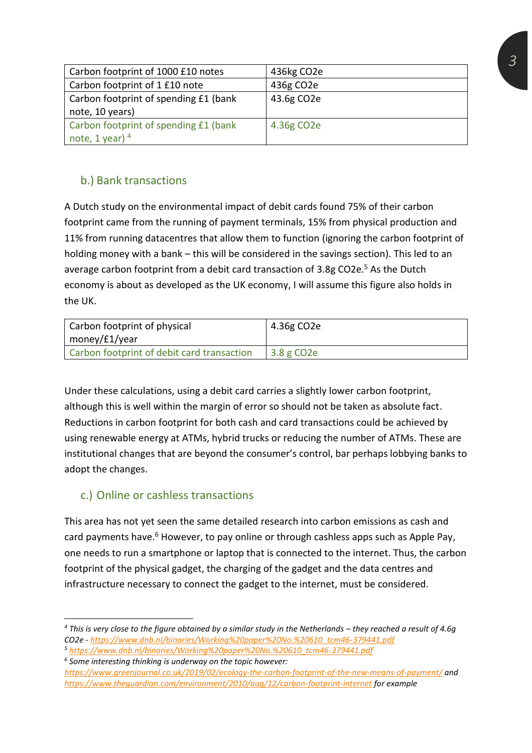| Carbon footprint of 1000 £10 notes | 436kg $CO_2e$ |
|---|---|
| Carbon footprint of 1 £10 note | 436g $CO_2e$ |
| Carbon footprint of spending £1 (bank note, 10 years) | 43.6g $CO_2e$ |
| Carbon footprint of spending £1 (bank note, 1 year) [4] | 4.36g $CO_2e$ |

## b.) Bank transactions

A Dutch study on the environmental impact of debit cards found 75% of their carbon footprint came from the running of payment terminals, 15% from physical production and 11% from running datacentres that allow them to function (ignoring the carbon footprint of holding money with a bank – this will be considered in the savings section). This led to an average carbon footprint from a debit card transaction of 3.8g $CO_2e$.[5] As the Dutch economy is about as developed as the UK economy, I will assume this figure also holds in the UK.

| Carbon footprint of physical money/£1/year | 4.36g $CO_2e$ |
|---|---|
| Carbon footprint of debit card transaction | 3.8 g $CO_2e$ |

Under these calculations, using a debit card carries a slightly lower carbon footprint, although this is well within the margin of error so should not be taken as absolute fact. Reductions in carbon footprint for both cash and card transactions could be achieved by using renewable energy at ATMs, hybrid trucks or reducing the number of ATMs. These are institutional changes that are beyond the consumer's control, bar perhaps lobbying banks to adopt the changes.

## c.) Online or cashless transactions

This area has not yet seen the same detailed research into carbon emissions as cash and card payments have.[6] However, to pay online or through cashless apps such as Apple Pay, one needs to run a smartphone or laptop that is connected to the internet. Thus, the carbon footprint of the physical gadget, the charging of the gadget and the data centres and infrastructure necessary to connect the gadget to the internet, must be considered.

---

[4] *This is very close to the figure obtained by a similar study in the Netherlands – they reached a result of 4.6g $CO_2e$ -* https://www.dnb.nl/binaries/Working%20paper%20No.%20610_tcm46-379441.pdf

[5] https://www.dnb.nl/binaries/Working%20paper%20No.%20610_tcm46-379441.pdf

[6] *Some interesting thinking is underway on the topic however:* https://www.greenjournal.co.uk/2019/02/ecology-the-carbon-footprint-of-the-new-means-of-payment/ *and* https://www.theguardian.com/environment/2010/aug/12/carbon-footprint-internet *for example*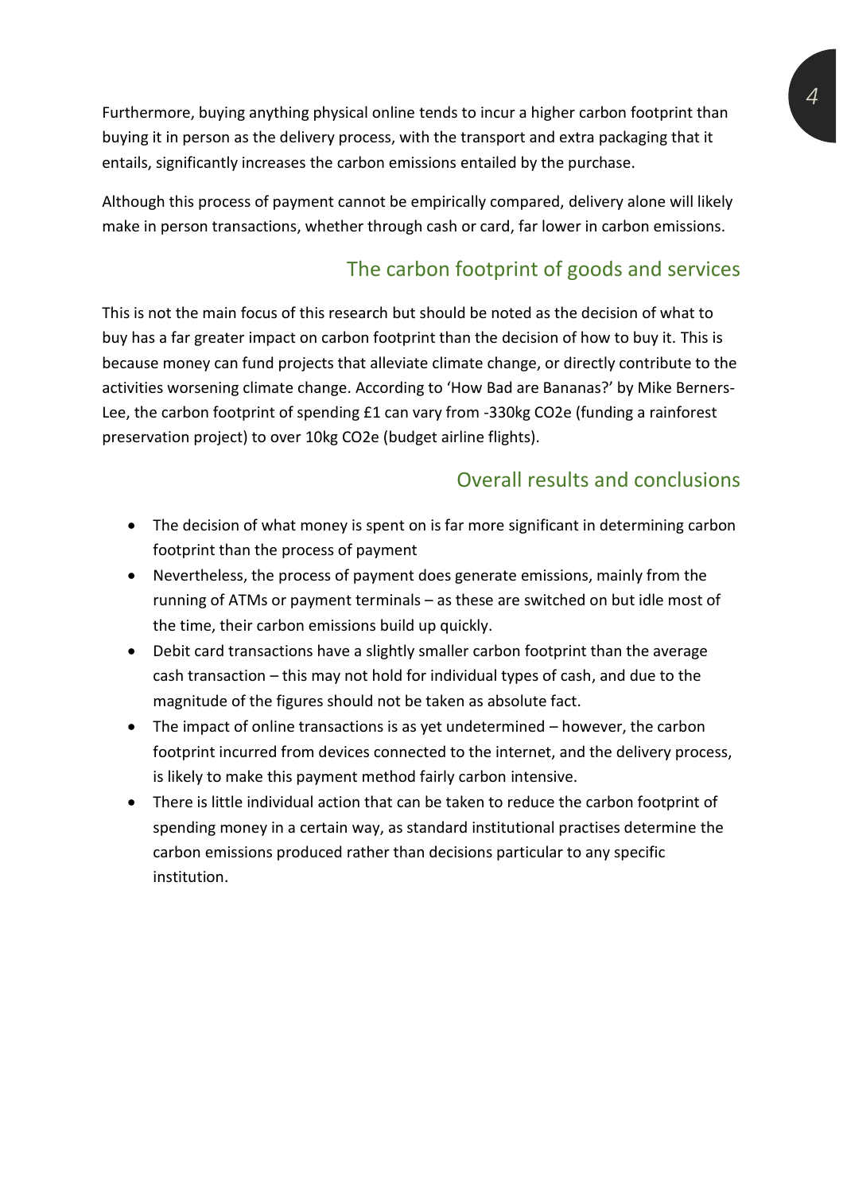Furthermore, buying anything physical online tends to incur a higher carbon footprint than buying it in person as the delivery process, with the transport and extra packaging that it entails, significantly increases the carbon emissions entailed by the purchase.

Although this process of payment cannot be empirically compared, delivery alone will likely make in person transactions, whether through cash or card, far lower in carbon emissions.

## The carbon footprint of goods and services

This is not the main focus of this research but should be noted as the decision of what to buy has a far greater impact on carbon footprint than the decision of how to buy it. This is because money can fund projects that alleviate climate change, or directly contribute to the activities worsening climate change. According to 'How Bad are Bananas?' by Mike Berners-Lee, the carbon footprint of spending £1 can vary from -330kg $CO_2e$ (funding a rainforest preservation project) to over 10kg $CO_2e$ (budget airline flights).

## Overall results and conclusions

- The decision of what money is spent on is far more significant in determining carbon footprint than the process of payment
- Nevertheless, the process of payment does generate emissions, mainly from the running of ATMs or payment terminals – as these are switched on but idle most of the time, their carbon emissions build up quickly.
- Debit card transactions have a slightly smaller carbon footprint than the average cash transaction – this may not hold for individual types of cash, and due to the magnitude of the figures should not be taken as absolute fact.
- The impact of online transactions is as yet undetermined – however, the carbon footprint incurred from devices connected to the internet, and the delivery process, is likely to make this payment method fairly carbon intensive.
- There is little individual action that can be taken to reduce the carbon footprint of spending money in a certain way, as standard institutional practises determine the carbon emissions produced rather than decisions particular to any specific institution.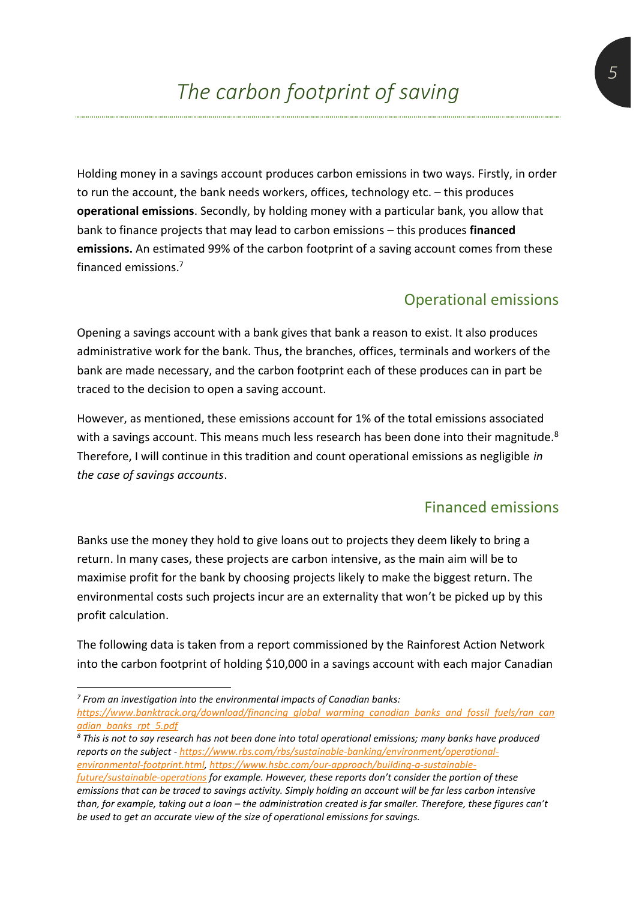# The carbon footprint of saving

Holding money in a savings account produces carbon emissions in two ways. Firstly, in order to run the account, the bank needs workers, offices, technology etc. – this produces **operational emissions**. Secondly, by holding money with a particular bank, you allow that bank to finance projects that may lead to carbon emissions – this produces **financed emissions.** An estimated 99% of the carbon footprint of a saving account comes from these financed emissions.[7]

## Operational emissions

Opening a savings account with a bank gives that bank a reason to exist. It also produces administrative work for the bank. Thus, the branches, offices, terminals and workers of the bank are made necessary, and the carbon footprint each of these produces can in part be traced to the decision to open a saving account.

However, as mentioned, these emissions account for 1% of the total emissions associated with a savings account. This means much less research has been done into their magnitude.[8] Therefore, I will continue in this tradition and count operational emissions as negligible *in the case of savings accounts*.

## Financed emissions

Banks use the money they hold to give loans out to projects they deem likely to bring a return. In many cases, these projects are carbon intensive, as the main aim will be to maximise profit for the bank by choosing projects likely to make the biggest return. The environmental costs such projects incur are an externality that won't be picked up by this profit calculation.

The following data is taken from a report commissioned by the Rainforest Action Network into the carbon footprint of holding $10,000 in a savings account with each major Canadian

---

*[7] From an investigation into the environmental impacts of Canadian banks: https://www.banktrack.org/download/financing_global_warming_canadian_banks_and_fossil_fuels/ran_canadian_banks_rpt_5.pdf*

*[8] This is not to say research has not been done into total operational emissions; many banks have produced reports on the subject - https://www.rbs.com/rbs/sustainable-banking/environment/operational-environmental-footprint.html, https://www.hsbc.com/our-approach/building-a-sustainable-future/sustainable-operations for example. However, these reports don't consider the portion of these emissions that can be traced to savings activity. Simply holding an account will be far less carbon intensive than, for example, taking out a loan – the administration created is far smaller. Therefore, these figures can't be used to get an accurate view of the size of operational emissions for savings.*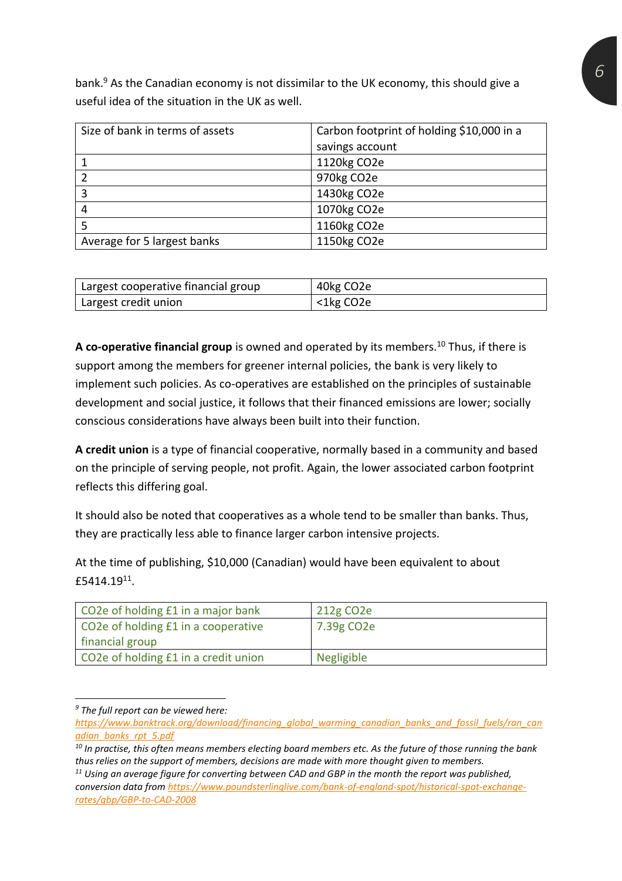bank.[9] As the Canadian economy is not dissimilar to the UK economy, this should give a useful idea of the situation in the UK as well.

| Size of bank in terms of assets | Carbon footprint of holding $10,000 in a savings account |
|---|---|
| 1 | 1120kg CO2e |
| 2 | 970kg CO2e |
| 3 | 1430kg CO2e |
| 4 | 1070kg CO2e |
| 5 | 1160kg CO2e |
| Average for 5 largest banks | 1150kg CO2e |

| | |
|---|---|
| Largest cooperative financial group | 40kg CO2e |
| Largest credit union | <1kg CO2e |

**A co-operative financial group** is owned and operated by its members.[10] Thus, if there is support among the members for greener internal policies, the bank is very likely to implement such policies. As co-operatives are established on the principles of sustainable development and social justice, it follows that their financed emissions are lower; socially conscious considerations have always been built into their function.

**A credit union** is a type of financial cooperative, normally based in a community and based on the principle of serving people, not profit. Again, the lower associated carbon footprint reflects this differing goal.

It should also be noted that cooperatives as a whole tend to be smaller than banks. Thus, they are practically less able to finance larger carbon intensive projects.

At the time of publishing, $10,000 (Canadian) would have been equivalent to about £5414.19[11].

| | |
|---|---|
| CO2e of holding £1 in a major bank | 212g CO2e |
| CO2e of holding £1 in a cooperative financial group | 7.39g CO2e |
| CO2e of holding £1 in a credit union | Negligible |

---

[9] *The full report can be viewed here:* https://www.banktrack.org/download/financing_global_warming_canadian_banks_and_fossil_fuels/ran_canadian_banks_rpt_5.pdf

[10] *In practise, this often means members electing board members etc. As the future of those running the bank thus relies on the support of members, decisions are made with more thought given to members.*

[11] *Using an average figure for converting between CAD and GBP in the month the report was published, conversion data from* https://www.poundsterlinglive.com/bank-of-england-spot/historical-spot-exchange-rates/gbp/GBP-to-CAD-2008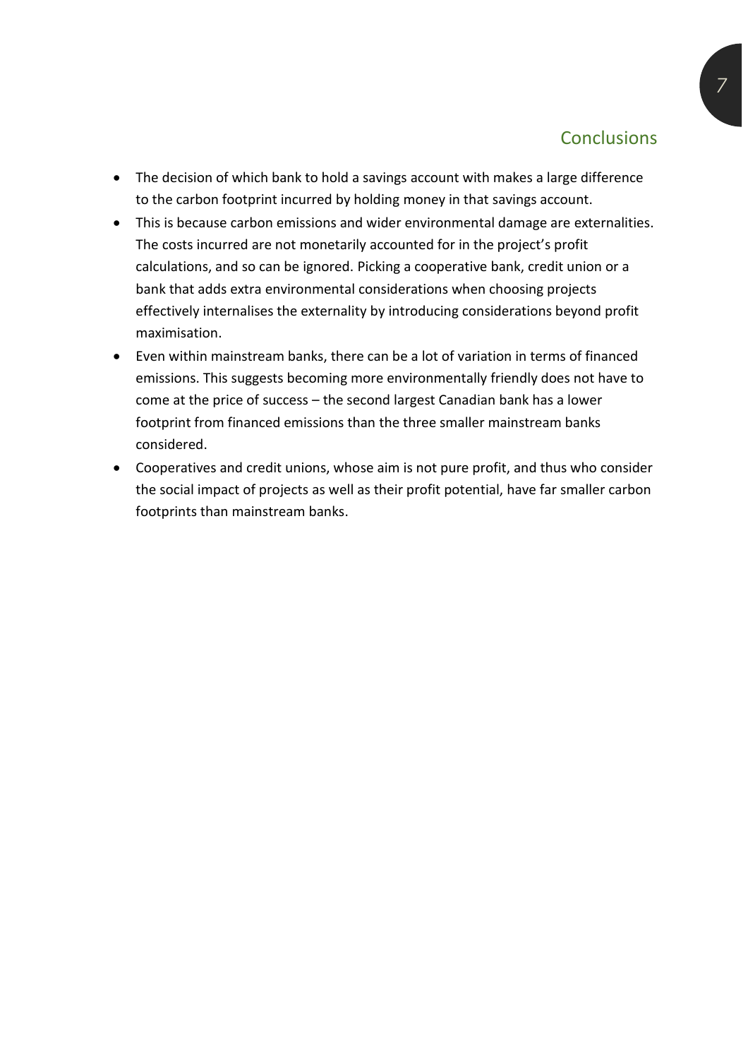## Conclusions

- The decision of which bank to hold a savings account with makes a large difference to the carbon footprint incurred by holding money in that savings account.
- This is because carbon emissions and wider environmental damage are externalities. The costs incurred are not monetarily accounted for in the project's profit calculations, and so can be ignored. Picking a cooperative bank, credit union or a bank that adds extra environmental considerations when choosing projects effectively internalises the externality by introducing considerations beyond profit maximisation.
- Even within mainstream banks, there can be a lot of variation in terms of financed emissions. This suggests becoming more environmentally friendly does not have to come at the price of success – the second largest Canadian bank has a lower footprint from financed emissions than the three smaller mainstream banks considered.
- Cooperatives and credit unions, whose aim is not pure profit, and thus who consider the social impact of projects as well as their profit potential, have far smaller carbon footprints than mainstream banks.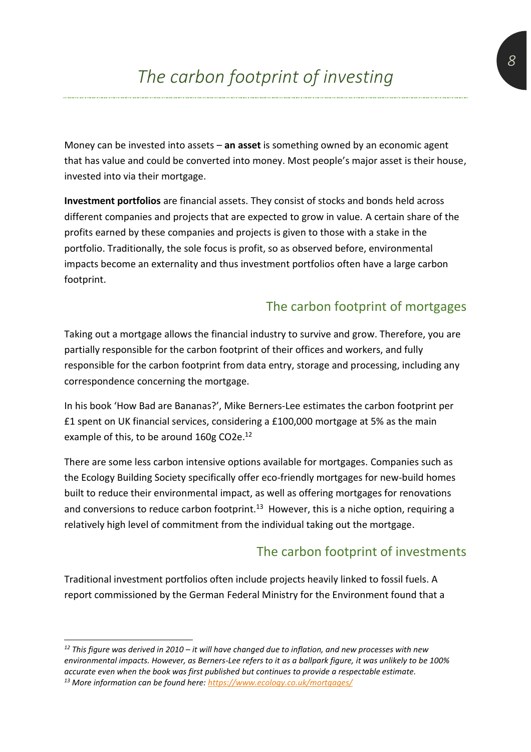# The carbon footprint of investing

Money can be invested into assets – **an asset** is something owned by an economic agent that has value and could be converted into money. Most people's major asset is their house, invested into via their mortgage.

**Investment portfolios** are financial assets. They consist of stocks and bonds held across different companies and projects that are expected to grow in value. A certain share of the profits earned by these companies and projects is given to those with a stake in the portfolio. Traditionally, the sole focus is profit, so as observed before, environmental impacts become an externality and thus investment portfolios often have a large carbon footprint.

## The carbon footprint of mortgages

Taking out a mortgage allows the financial industry to survive and grow. Therefore, you are partially responsible for the carbon footprint of their offices and workers, and fully responsible for the carbon footprint from data entry, storage and processing, including any correspondence concerning the mortgage.

In his book 'How Bad are Bananas?', Mike Berners-Lee estimates the carbon footprint per £1 spent on UK financial services, considering a £100,000 mortgage at 5% as the main example of this, to be around 160g $CO_2e$.[12]

There are some less carbon intensive options available for mortgages. Companies such as the Ecology Building Society specifically offer eco-friendly mortgages for new-build homes built to reduce their environmental impact, as well as offering mortgages for renovations and conversions to reduce carbon footprint.[13] However, this is a niche option, requiring a relatively high level of commitment from the individual taking out the mortgage.

## The carbon footprint of investments

Traditional investment portfolios often include projects heavily linked to fossil fuels. A report commissioned by the German Federal Ministry for the Environment found that a

*[12] This figure was derived in 2010 – it will have changed due to inflation, and new processes with new environmental impacts. However, as Berners-Lee refers to it as a ballpark figure, it was unlikely to be 100% accurate even when the book was first published but continues to provide a respectable estimate.*

*[13] More information can be found here: https://www.ecology.co.uk/mortgages/*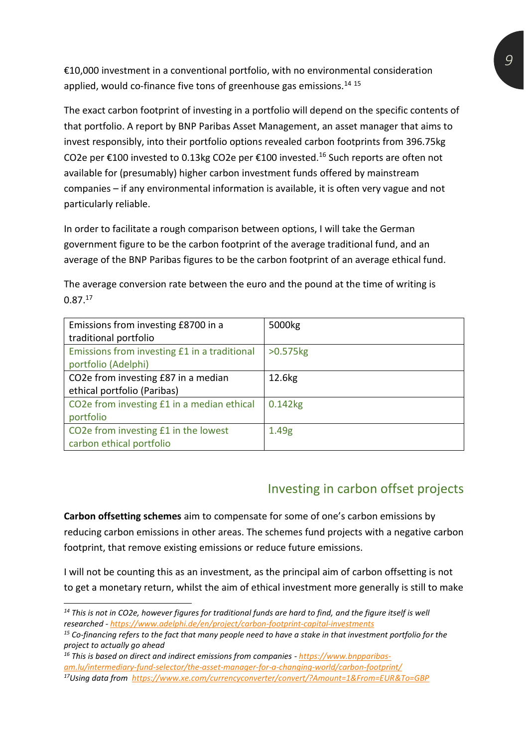€10,000 investment in a conventional portfolio, with no environmental consideration applied, would co-finance five tons of greenhouse gas emissions.[14] [15]

The exact carbon footprint of investing in a portfolio will depend on the specific contents of that portfolio. A report by BNP Paribas Asset Management, an asset manager that aims to invest responsibly, into their portfolio options revealed carbon footprints from 396.75kg CO2e per €100 invested to 0.13kg CO2e per €100 invested.[16] Such reports are often not available for (presumably) higher carbon investment funds offered by mainstream companies – if any environmental information is available, it is often very vague and not particularly reliable.

In order to facilitate a rough comparison between options, I will take the German government figure to be the carbon footprint of the average traditional fund, and an average of the BNP Paribas figures to be the carbon footprint of an average ethical fund.

The average conversion rate between the euro and the pound at the time of writing is 0.87.[17]

| | |
|---|---|
| Emissions from investing £8700 in a traditional portfolio | 5000kg |
| Emissions from investing £1 in a traditional portfolio (Adelphi) | >0.575kg |
| CO2e from investing £87 in a median ethical portfolio (Paribas) | 12.6kg |
| CO2e from investing £1 in a median ethical portfolio | 0.142kg |
| CO2e from investing £1 in the lowest carbon ethical portfolio | 1.49g |

## Investing in carbon offset projects

**Carbon offsetting schemes** aim to compensate for some of one's carbon emissions by reducing carbon emissions in other areas. The schemes fund projects with a negative carbon footprint, that remove existing emissions or reduce future emissions.

I will not be counting this as an investment, as the principal aim of carbon offsetting is not to get a monetary return, whilst the aim of ethical investment more generally is still to make

---

[14] *This is not in CO2e, however figures for traditional funds are hard to find, and the figure itself is well researched - https://www.adelphi.de/en/project/carbon-footprint-capital-investments*

[15] *Co-financing refers to the fact that many people need to have a stake in that investment portfolio for the project to actually go ahead*

[16] *This is based on direct and indirect emissions from companies - https://www.bnpparibas-am.lu/intermediary-fund-selector/the-asset-manager-for-a-changing-world/carbon-footprint/*

[17] *Using data from https://www.xe.com/currencyconverter/convert/?Amount=1&From=EUR&To=GBP*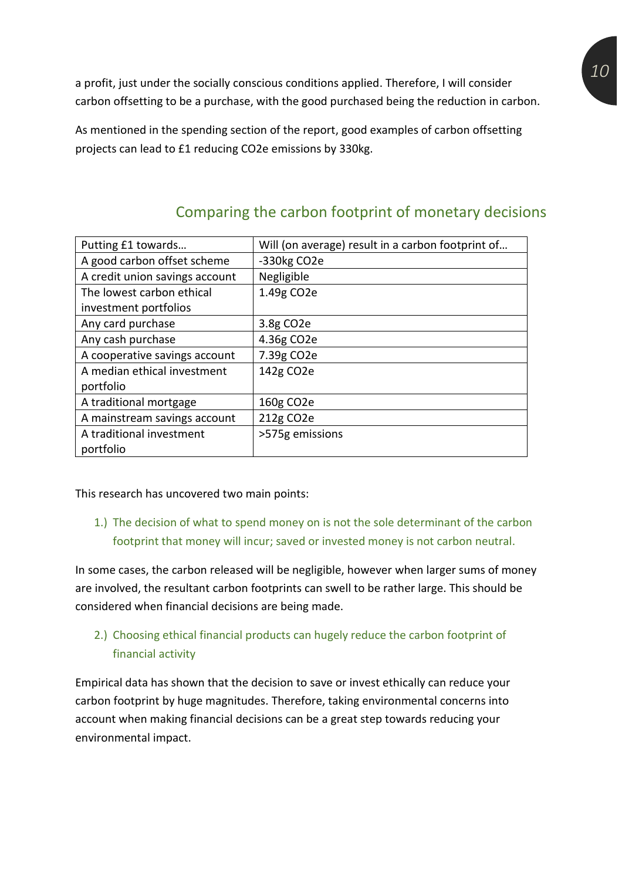a profit, just under the socially conscious conditions applied. Therefore, I will consider carbon offsetting to be a purchase, with the good purchased being the reduction in carbon.

As mentioned in the spending section of the report, good examples of carbon offsetting projects can lead to £1 reducing $CO_2e$ emissions by 330kg.

## Comparing the carbon footprint of monetary decisions

| Putting £1 towards… | Will (on average) result in a carbon footprint of… |
| --- | --- |
| A good carbon offset scheme | -330kg $CO_2e$ |
| A credit union savings account | Negligible |
| The lowest carbon ethical investment portfolios | 1.49g $CO_2e$ |
| Any card purchase | 3.8g $CO_2e$ |
| Any cash purchase | 4.36g $CO_2e$ |
| A cooperative savings account | 7.39g $CO_2e$ |
| A median ethical investment portfolio | 142g $CO_2e$ |
| A traditional mortgage | 160g $CO_2e$ |
| A mainstream savings account | 212g $CO_2e$ |
| A traditional investment portfolio | >575g emissions |

This research has uncovered two main points:

1.) The decision of what to spend money on is not the sole determinant of the carbon footprint that money will incur; saved or invested money is not carbon neutral.

In some cases, the carbon released will be negligible, however when larger sums of money are involved, the resultant carbon footprints can swell to be rather large. This should be considered when financial decisions are being made.

2.) Choosing ethical financial products can hugely reduce the carbon footprint of financial activity

Empirical data has shown that the decision to save or invest ethically can reduce your carbon footprint by huge magnitudes. Therefore, taking environmental concerns into account when making financial decisions can be a great step towards reducing your environmental impact.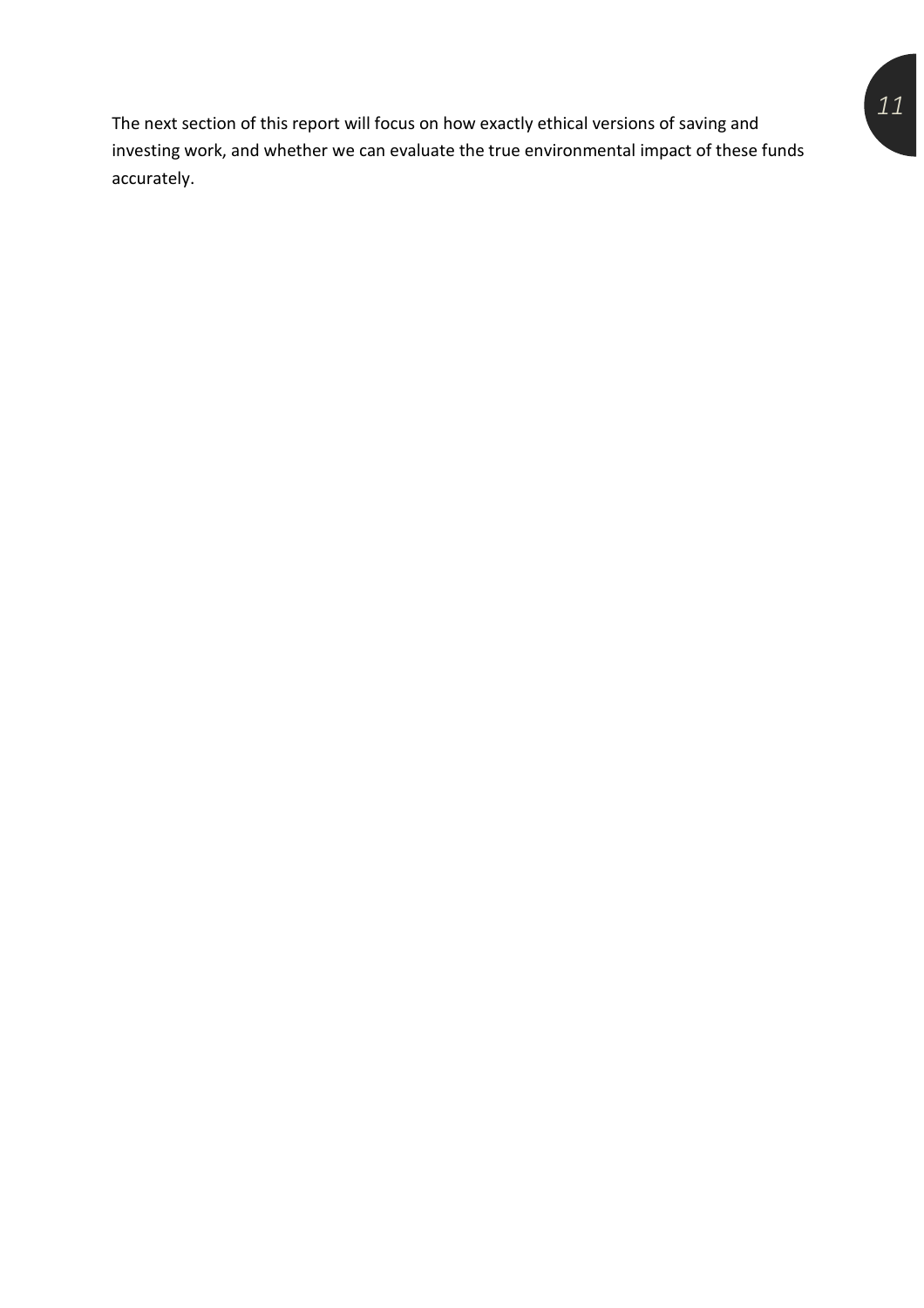The next section of this report will focus on how exactly ethical versions of saving and investing work, and whether we can evaluate the true environmental impact of these funds accurately.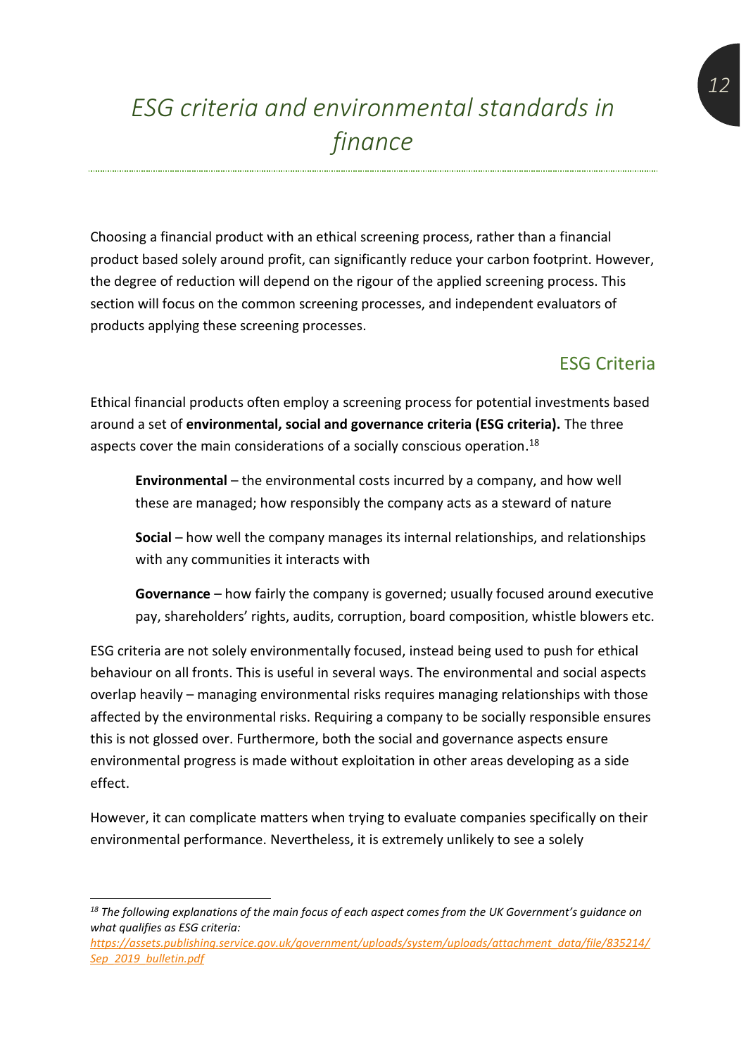# *ESG criteria and environmental standards in finance*

Choosing a financial product with an ethical screening process, rather than a financial product based solely around profit, can significantly reduce your carbon footprint. However, the degree of reduction will depend on the rigour of the applied screening process. This section will focus on the common screening processes, and independent evaluators of products applying these screening processes.

## ESG Criteria

Ethical financial products often employ a screening process for potential investments based around a set of **environmental, social and governance criteria (ESG criteria).** The three aspects cover the main considerations of a socially conscious operation.[18]

> **Environmental** – the environmental costs incurred by a company, and how well these are managed; how responsibly the company acts as a steward of nature
>
> **Social** – how well the company manages its internal relationships, and relationships with any communities it interacts with
>
> **Governance** – how fairly the company is governed; usually focused around executive pay, shareholders' rights, audits, corruption, board composition, whistle blowers etc.

ESG criteria are not solely environmentally focused, instead being used to push for ethical behaviour on all fronts. This is useful in several ways. The environmental and social aspects overlap heavily – managing environmental risks requires managing relationships with those affected by the environmental risks. Requiring a company to be socially responsible ensures this is not glossed over. Furthermore, both the social and governance aspects ensure environmental progress is made without exploitation in other areas developing as a side effect.

However, it can complicate matters when trying to evaluate companies specifically on their environmental performance. Nevertheless, it is extremely unlikely to see a solely

---

*[18] The following explanations of the main focus of each aspect comes from the UK Government's guidance on what qualifies as ESG criteria:* *https://assets.publishing.service.gov.uk/government/uploads/system/uploads/attachment_data/file/835214/Sep_2019_bulletin.pdf*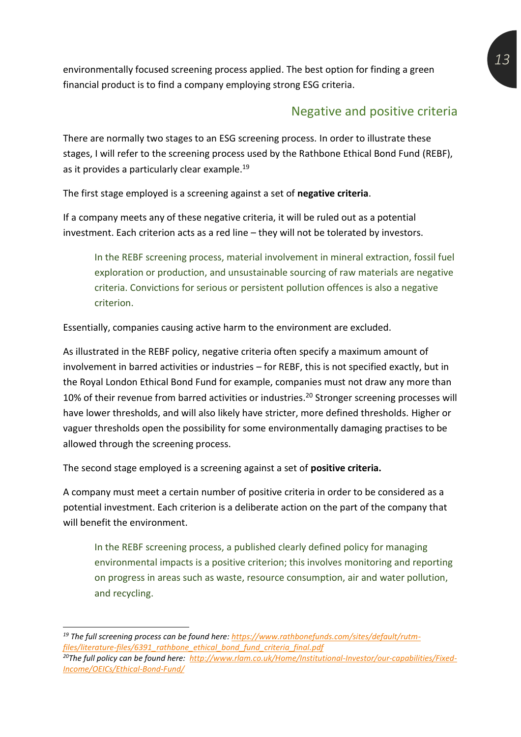environmentally focused screening process applied. The best option for finding a green financial product is to find a company employing strong ESG criteria.

## Negative and positive criteria

There are normally two stages to an ESG screening process. In order to illustrate these stages, I will refer to the screening process used by the Rathbone Ethical Bond Fund (REBF), as it provides a particularly clear example.[19]

The first stage employed is a screening against a set of **negative criteria**.

If a company meets any of these negative criteria, it will be ruled out as a potential investment. Each criterion acts as a red line – they will not be tolerated by investors.

> In the REBF screening process, material involvement in mineral extraction, fossil fuel exploration or production, and unsustainable sourcing of raw materials are negative criteria. Convictions for serious or persistent pollution offences is also a negative criterion.

Essentially, companies causing active harm to the environment are excluded.

As illustrated in the REBF policy, negative criteria often specify a maximum amount of involvement in barred activities or industries – for REBF, this is not specified exactly, but in the Royal London Ethical Bond Fund for example, companies must not draw any more than 10% of their revenue from barred activities or industries.[20] Stronger screening processes will have lower thresholds, and will also likely have stricter, more defined thresholds. Higher or vaguer thresholds open the possibility for some environmentally damaging practises to be allowed through the screening process.

The second stage employed is a screening against a set of **positive criteria.**

A company must meet a certain number of positive criteria in order to be considered as a potential investment. Each criterion is a deliberate action on the part of the company that will benefit the environment.

> In the REBF screening process, a published clearly defined policy for managing environmental impacts is a positive criterion; this involves monitoring and reporting on progress in areas such as waste, resource consumption, air and water pollution, and recycling.

---

[19] *The full screening process can be found here: https://www.rathbonefunds.com/sites/default/rutm-files/literature-files/6391_rathbone_ethical_bond_fund_criteria_final.pdf*

[20] *The full policy can be found here: http://www.rlam.co.uk/Home/Institutional-Investor/our-capabilities/Fixed-Income/OEICs/Ethical-Bond-Fund/*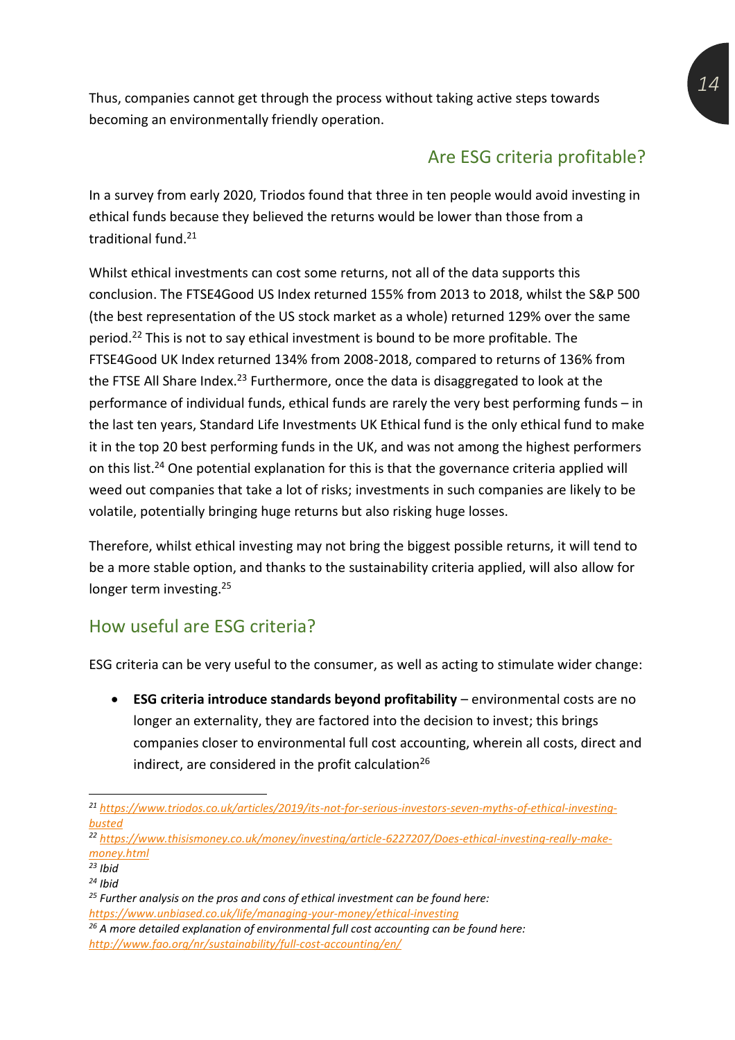Thus, companies cannot get through the process without taking active steps towards becoming an environmentally friendly operation.

## Are ESG criteria profitable?

In a survey from early 2020, Triodos found that three in ten people would avoid investing in ethical funds because they believed the returns would be lower than those from a traditional fund.[21]

Whilst ethical investments can cost some returns, not all of the data supports this conclusion. The FTSE4Good US Index returned 155% from 2013 to 2018, whilst the S&P 500 (the best representation of the US stock market as a whole) returned 129% over the same period.[22] This is not to say ethical investment is bound to be more profitable. The FTSE4Good UK Index returned 134% from 2008-2018, compared to returns of 136% from the FTSE All Share Index.[23] Furthermore, once the data is disaggregated to look at the performance of individual funds, ethical funds are rarely the very best performing funds – in the last ten years, Standard Life Investments UK Ethical fund is the only ethical fund to make it in the top 20 best performing funds in the UK, and was not among the highest performers on this list.[24] One potential explanation for this is that the governance criteria applied will weed out companies that take a lot of risks; investments in such companies are likely to be volatile, potentially bringing huge returns but also risking huge losses.

Therefore, whilst ethical investing may not bring the biggest possible returns, it will tend to be a more stable option, and thanks to the sustainability criteria applied, will also allow for longer term investing.[25]

## How useful are ESG criteria?

ESG criteria can be very useful to the consumer, as well as acting to stimulate wider change:

- **ESG criteria introduce standards beyond profitability** – environmental costs are no longer an externality, they are factored into the decision to invest; this brings companies closer to environmental full cost accounting, wherein all costs, direct and indirect, are considered in the profit calculation[26]

---

*[21] https://www.triodos.co.uk/articles/2019/its-not-for-serious-investors-seven-myths-of-ethical-investing-busted*

*[22] https://www.thisismoney.co.uk/money/investing/article-6227207/Does-ethical-investing-really-make-money.html*

*[23] Ibid*

*[24] Ibid*

*[25] Further analysis on the pros and cons of ethical investment can be found here: https://www.unbiased.co.uk/life/managing-your-money/ethical-investing*

*[26] A more detailed explanation of environmental full cost accounting can be found here: http://www.fao.org/nr/sustainability/full-cost-accounting/en/*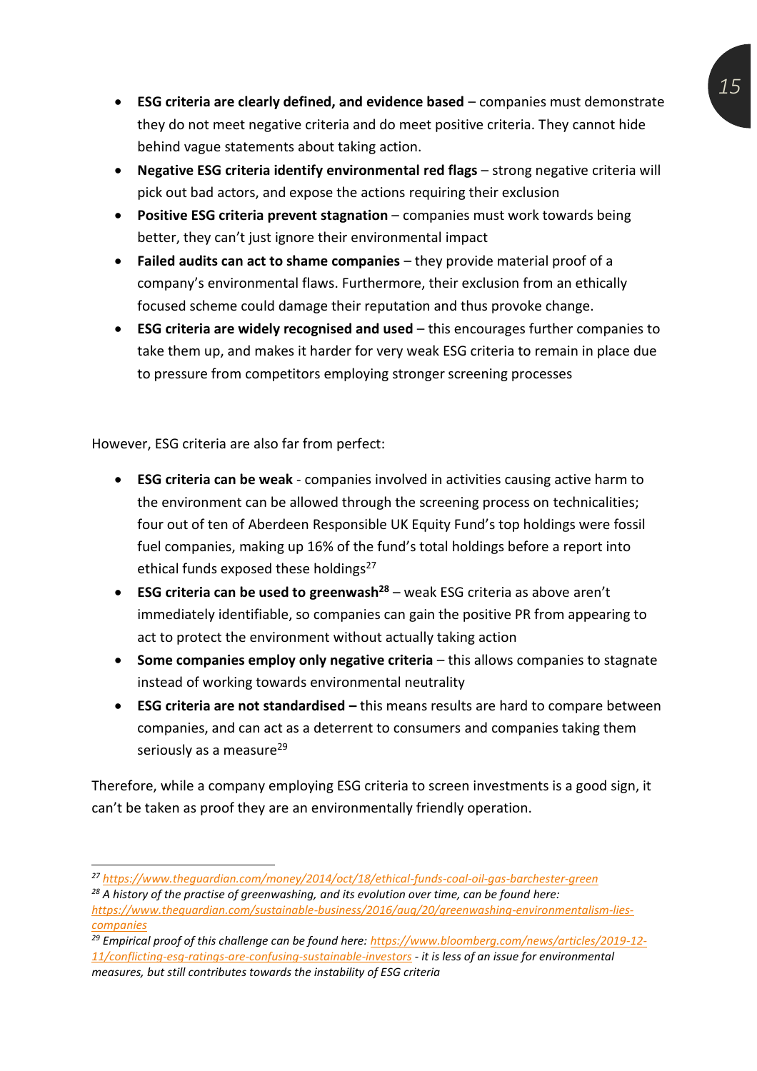- **ESG criteria are clearly defined, and evidence based** – companies must demonstrate they do not meet negative criteria and do meet positive criteria. They cannot hide behind vague statements about taking action.
- **Negative ESG criteria identify environmental red flags** – strong negative criteria will pick out bad actors, and expose the actions requiring their exclusion
- **Positive ESG criteria prevent stagnation** – companies must work towards being better, they can't just ignore their environmental impact
- **Failed audits can act to shame companies** – they provide material proof of a company's environmental flaws. Furthermore, their exclusion from an ethically focused scheme could damage their reputation and thus provoke change.
- **ESG criteria are widely recognised and used** – this encourages further companies to take them up, and makes it harder for very weak ESG criteria to remain in place due to pressure from competitors employing stronger screening processes

However, ESG criteria are also far from perfect:

- **ESG criteria can be weak** - companies involved in activities causing active harm to the environment can be allowed through the screening process on technicalities; four out of ten of Aberdeen Responsible UK Equity Fund's top holdings were fossil fuel companies, making up 16% of the fund's total holdings before a report into ethical funds exposed these holdings[27]
- **ESG criteria can be used to greenwash[28]** – weak ESG criteria as above aren't immediately identifiable, so companies can gain the positive PR from appearing to act to protect the environment without actually taking action
- **Some companies employ only negative criteria** – this allows companies to stagnate instead of working towards environmental neutrality
- **ESG criteria are not standardised –** this means results are hard to compare between companies, and can act as a deterrent to consumers and companies taking them seriously as a measure[29]

Therefore, while a company employing ESG criteria to screen investments is a good sign, it can't be taken as proof they are an environmentally friendly operation.

---

[27] *https://www.theguardian.com/money/2014/oct/18/ethical-funds-coal-oil-gas-barchester-green*

[28] *A history of the practise of greenwashing, and its evolution over time, can be found here: https://www.theguardian.com/sustainable-business/2016/aug/20/greenwashing-environmentalism-lies-companies*

[29] *Empirical proof of this challenge can be found here: https://www.bloomberg.com/news/articles/2019-12-11/conflicting-esg-ratings-are-confusing-sustainable-investors - it is less of an issue for environmental measures, but still contributes towards the instability of ESG criteria*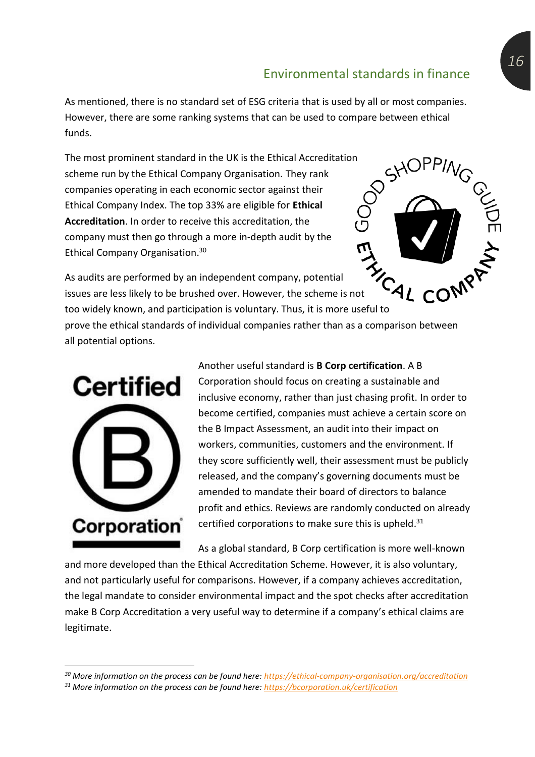## Environmental standards in finance

As mentioned, there is no standard set of ESG criteria that is used by all or most companies. However, there are some ranking systems that can be used to compare between ethical funds.

The most prominent standard in the UK is the Ethical Accreditation scheme run by the Ethical Company Organisation. They rank companies operating in each economic sector against their Ethical Company Index. The top 33% are eligible for **Ethical Accreditation**. In order to receive this accreditation, the company must then go through a more in-depth audit by the Ethical Company Organisation.[30]

As audits are performed by an independent company, potential issues are less likely to be brushed over. However, the scheme is not too widely known, and participation is voluntary. Thus, it is more useful to prove the ethical standards of individual companies rather than as a comparison between all potential options.

Another useful standard is **B Corp certification**. A B Corporation should focus on creating a sustainable and inclusive economy, rather than just chasing profit. In order to become certified, companies must achieve a certain score on the B Impact Assessment, an audit into their impact on workers, communities, customers and the environment. If they score sufficiently well, their assessment must be publicly released, and the company's governing documents must be amended to mandate their board of directors to balance profit and ethics. Reviews are randomly conducted on already certified corporations to make sure this is upheld.[31]

As a global standard, B Corp certification is more well-known and more developed than the Ethical Accreditation Scheme. However, it is also voluntary, and not particularly useful for comparisons. However, if a company achieves accreditation, the legal mandate to consider environmental impact and the spot checks after accreditation make B Corp Accreditation a very useful way to determine if a company's ethical claims are legitimate.

---

*[30] More information on the process can be found here: https://ethical-company-organisation.org/accreditation*

*[31] More information on the process can be found here: https://bcorporation.uk/certification*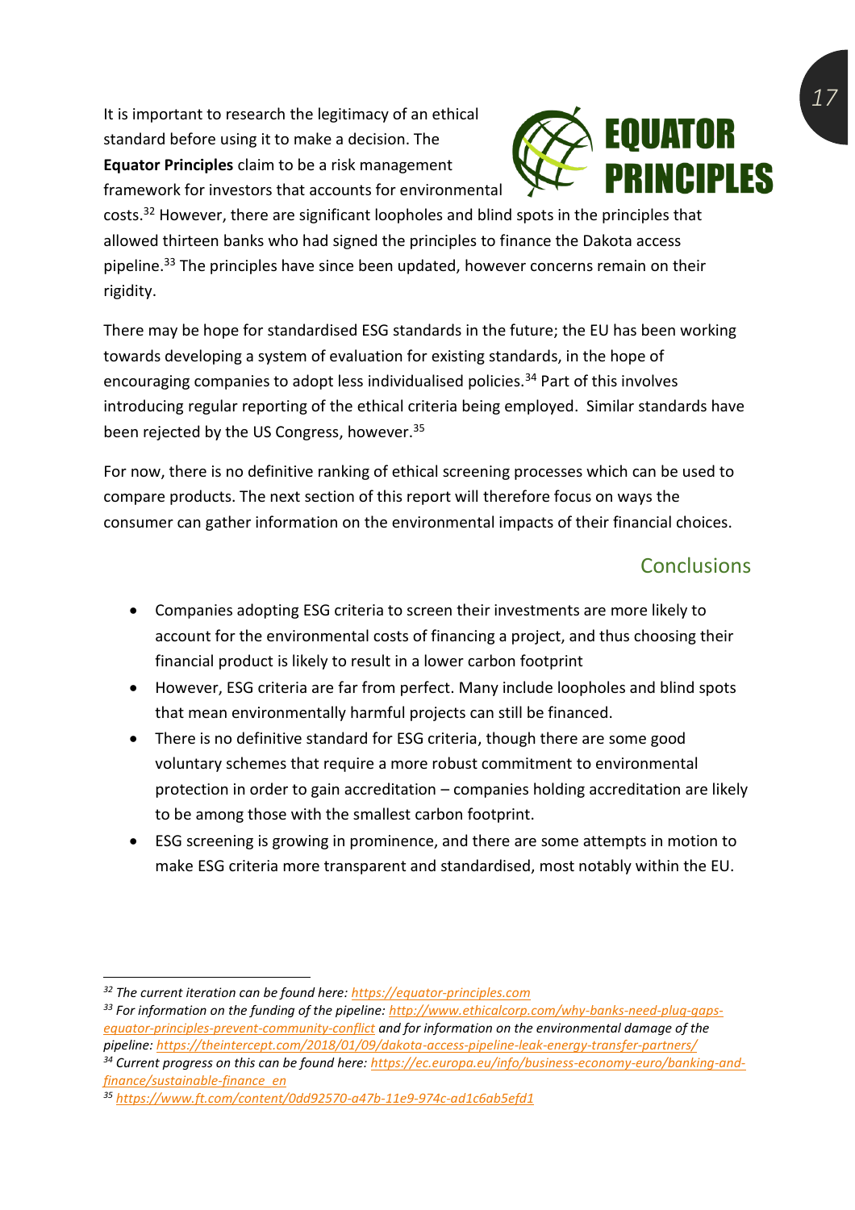It is important to research the legitimacy of an ethical standard before using it to make a decision. The **Equator Principles** claim to be a risk management framework for investors that accounts for environmental costs.[32] However, there are significant loopholes and blind spots in the principles that allowed thirteen banks who had signed the principles to finance the Dakota access pipeline.[33] The principles have since been updated, however concerns remain on their rigidity.

There may be hope for standardised ESG standards in the future; the EU has been working towards developing a system of evaluation for existing standards, in the hope of encouraging companies to adopt less individualised policies.[34] Part of this involves introducing regular reporting of the ethical criteria being employed. Similar standards have been rejected by the US Congress, however.[35]

For now, there is no definitive ranking of ethical screening processes which can be used to compare products. The next section of this report will therefore focus on ways the consumer can gather information on the environmental impacts of their financial choices.

## Conclusions

- Companies adopting ESG criteria to screen their investments are more likely to account for the environmental costs of financing a project, and thus choosing their financial product is likely to result in a lower carbon footprint
- However, ESG criteria are far from perfect. Many include loopholes and blind spots that mean environmentally harmful projects can still be financed.
- There is no definitive standard for ESG criteria, though there are some good voluntary schemes that require a more robust commitment to environmental protection in order to gain accreditation – companies holding accreditation are likely to be among those with the smallest carbon footprint.
- ESG screening is growing in prominence, and there are some attempts in motion to make ESG criteria more transparent and standardised, most notably within the EU.

---

[32] *The current iteration can be found here:* https://equator-principles.com

[33] *For information on the funding of the pipeline:* http://www.ethicalcorp.com/why-banks-need-plug-gaps-equator-principles-prevent-community-conflict *and for information on the environmental damage of the pipeline:* https://theintercept.com/2018/01/09/dakota-access-pipeline-leak-energy-transfer-partners/

[34] *Current progress on this can be found here:* https://ec.europa.eu/info/business-economy-euro/banking-and-finance/sustainable-finance_en

[35] https://www.ft.com/content/0dd92570-a47b-11e9-974c-ad1c6ab5efd1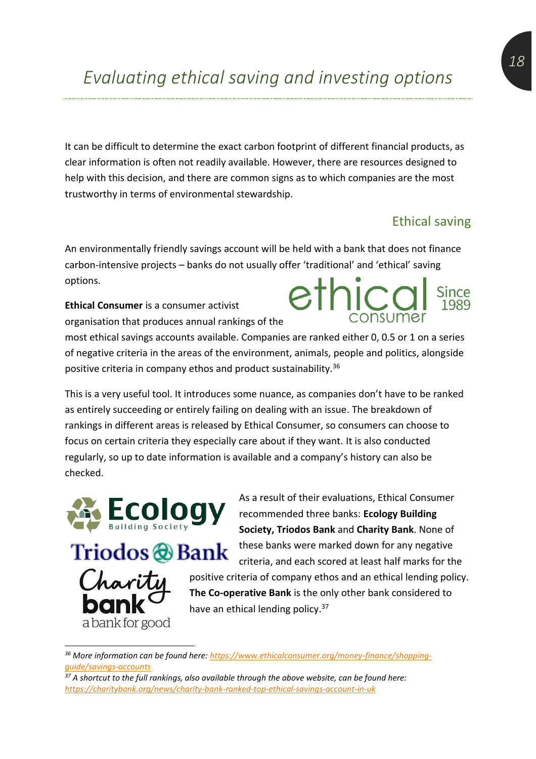# Evaluating ethical saving and investing options

It can be difficult to determine the exact carbon footprint of different financial products, as clear information is often not readily available. However, there are resources designed to help with this decision, and there are common signs as to which companies are the most trustworthy in terms of environmental stewardship.

## Ethical saving

An environmentally friendly savings account will be held with a bank that does not finance carbon-intensive projects – banks do not usually offer 'traditional' and 'ethical' saving options.

**Ethical Consumer** is a consumer activist organisation that produces annual rankings of the most ethical savings accounts available. Companies are ranked either 0, 0.5 or 1 on a series of negative criteria in the areas of the environment, animals, people and politics, alongside positive criteria in company ethos and product sustainability.[36]

This is a very useful tool. It introduces some nuance, as companies don't have to be ranked as entirely succeeding or entirely failing on dealing with an issue. The breakdown of rankings in different areas is released by Ethical Consumer, so consumers can choose to focus on certain criteria they especially care about if they want. It is also conducted regularly, so up to date information is available and a company's history can also be checked.

As a result of their evaluations, Ethical Consumer recommended three banks: **Ecology Building Society, Triodos Bank** and **Charity Bank**. None of these banks were marked down for any negative criteria, and each scored at least half marks for the positive criteria of company ethos and an ethical lending policy. **The Co-operative Bank** is the only other bank considered to have an ethical lending policy.[37]

---

[36] *More information can be found here:* https://www.ethicalconsumer.org/money-finance/shopping-guide/savings-accounts

[37] *A shortcut to the full rankings, also available through the above website, can be found here:* https://charitybank.org/news/charity-bank-ranked-top-ethical-savings-account-in-uk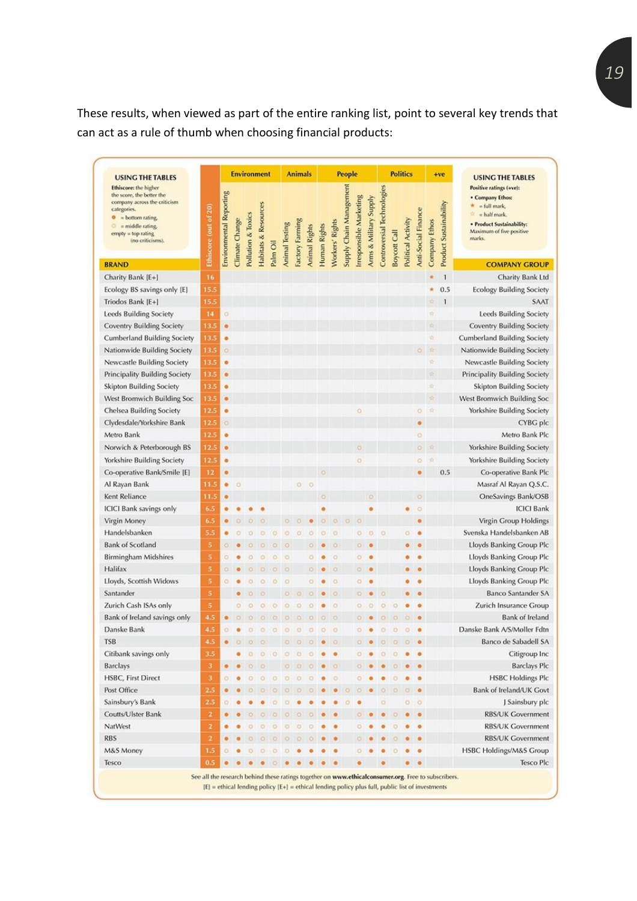These results, when viewed as part of the entire ranking list, point to several key trends that can act as a rule of thumb when choosing financial products:

**USING THE TABLES**

**Ethiscore:** the higher the score, the better the company across the criticism categories.
● = bottom rating,
○ = middle rating,
empty = top rating (no criticisms).

**USING THE TABLES**

**Positive ratings (+ve):**
- **Company Ethos:** ★ = full mark, ☆ = half mark.
- **Product Sustainability:** Maximum of five positive marks.

| | | Environment | | | | | Animals | | | People | | | | | Politics | | | | +ve | | |
|---|---|---|---|---|---|---|---|---|---|---|---|---|---|---|---|---|---|---|---|---|---|
| **BRAND** | **Ethiscore (out of 20)** | Environmental Reporting | Climate Change | Pollution & Toxics | Habitats & Resources | Palm Oil | Animal Testing | Factory Farming | Animal Rights | Human Rights | Workers' Rights | Supply Chain Management | Irresponsible Marketing | Arms & Military Supply | Controversial Technologies | Boycott Call | Political Activity | Anti-Social Finance | Company Ethos | Product Sustainability | **COMPANY GROUP** |
| Charity Bank [E+] | 16 | | | | | | | | | | | | | | | | | | ★ | 1 | Charity Bank Ltd |
| Ecology BS savings only [E] | 15.5 | | | | | | | | | | | | | | | | | | ★ | 0.5 | Ecology Building Society |
| Triodos Bank [E+] | 15.5 | | | | | | | | | | | | | | | | | | ☆ | 1 | SAAT |
| Leeds Building Society | 14 | ○ | | | | | | | | | | | | | | | | | ☆ | | Leeds Building Society |
| Coventry Building Society | 13.5 | ● | | | | | | | | | | | | | | | | | ☆ | | Coventry Building Society |
| Cumberland Building Society | 13.5 | ● | | | | | | | | | | | | | | | | | ☆ | | Cumberland Building Society |
| Nationwide Building Society | 13.5 | ○ | | | | | | | | | | | | | | | | ○ | ☆ | | Nationwide Building Society |
| Newcastle Building Society | 13.5 | ● | | | | | | | | | | | | | | | | | ☆ | | Newcastle Building Society |
| Principality Building Society | 13.5 | ● | | | | | | | | | | | | | | | | | ☆ | | Principality Building Society |
| Skipton Building Society | 13.5 | ● | | | | | | | | | | | | | | | | | ☆ | | Skipton Building Society |
| West Bromwich Building Soc | 13.5 | ● | | | | | | | | | | | | | | | | | ☆ | | West Bromwich Building Soc |
| Chelsea Building Society | 12.5 | ● | | | | | | | | | | | ○ | | | | | ○ | ☆ | | Yorkshire Building Society |
| Clydesdale/Yorkshire Bank | 12.5 | ○ | | | | | | | | | | | | | | | | ● | | | CYBG plc |
| Metro Bank | 12.5 | ● | | | | | | | | | | | | | | | | ○ | | | Metro Bank Plc |
| Norwich & Peterborough BS | 12.5 | ● | | | | | | | | | | | ○ | | | | | ○ | ☆ | | Yorkshire Building Society |
| Yorkshire Building Society | 12.5 | ● | | | | | | | | | | | ○ | | | | | ○ | ☆ | | Yorkshire Building Society |
| Co-operative Bank/Smile [E] | 12 | ● | | | | | | | | | | | | | | | | ● | | 0.5 | Co-operative Bank Plc |
| Al Rayan Bank | 11.5 | ● | ○ | | | | | ○ | ○ | | | | | | | | | | | | Masraf Al Rayan Q.S.C. |
| Kent Reliance | 11.5 | ● | | | | | | | | ○ | | | | ○ | | | | ○ | | | OneSavings Bank/OSB |
| ICICI Bank savings only | 6.5 | ● | ● | ● | ● | | | | | ● | | | | ● | | | ● | ○ | | | ICICI Bank |
| Virgin Money | 6.5 | ● | ○ | ○ | ○ | | ○ | ○ | ● | ○ | ○ | ○ | ○ | | | | | ● | | | Virgin Group Holdings |
| Handelsbanken | 5.5 | ● | ○ | ○ | ○ | ○ | ○ | ○ | ○ | ○ | ○ | | ○ | ○ | ○ | | ○ | ● | | | Svenska Handelsbanken AB |
| Bank of Scotland | 5 | ○ | ● | ○ | ○ | ○ | ○ | | ○ | ● | ○ | | ○ | ● | | | ● | ● | | | Lloyds Banking Group Plc |
| Birmingham Midshires | 5 | ○ | ● | ○ | ○ | ○ | ○ | | ○ | ● | ○ | | ○ | ● | | | ● | ● | | | Lloyds Banking Group Plc |
| Halifax | 5 | ○ | ● | ○ | ○ | ○ | ○ | | ○ | ● | ○ | | ○ | ● | | | ● | ● | | | Lloyds Banking Group Plc |
| Lloyds, Scottish Widows | 5 | ○ | ● | ○ | ○ | ○ | ○ | | ○ | ● | ○ | | ○ | ● | | | ● | ● | | | Lloyds Banking Group Plc |
| Santander | 5 | | ● | ○ | ○ | | ○ | ○ | ○ | ● | ○ | | ○ | ● | ○ | | ● | ● | | | Banco Santander SA |
| Zurich Cash ISAs only | 5 | | ○ | ○ | ○ | ○ | ○ | ○ | ○ | ● | ○ | | ○ | ○ | ○ | ○ | ● | ● | | | Zurich Insurance Group |
| Bank of Ireland savings only | 4.5 | ● | ○ | ○ | ○ | ○ | ○ | ○ | ○ | ○ | ○ | | ○ | ● | ○ | ○ | ○ | ● | | | Bank of Ireland |
| Danske Bank | 4.5 | ○ | ● | ○ | ○ | ○ | ○ | ○ | ○ | ○ | ○ | | ○ | ● | ○ | ○ | ○ | ● | | | Danske Bank A/S/Moller Fdtn |
| TSB | 4.5 | ● | ○ | ○ | ○ | | ○ | ○ | ○ | ● | ○ | | ○ | ● | ○ | ○ | ○ | ● | | | Banco de Sabadell SA |
| Citibank savings only | 3.5 | | ● | ○ | ○ | ○ | ○ | ○ | ○ | ● | ● | | ○ | ● | ○ | ○ | ● | ● | | | Citigroup Inc |
| Barclays | 3 | ● | ● | ○ | ○ | | ○ | ○ | ○ | ● | ○ | | ○ | ● | ● | ○ | ● | ● | | | Barclays Plc |
| HSBC, First Direct | 3 | ○ | ● | ○ | ○ | ○ | ○ | ○ | ○ | ● | ○ | | ○ | ● | ● | ○ | ● | ● | | | HSBC Holdings Plc |
| Post Office | 2.5 | ● | ● | ○ | ○ | ○ | ○ | ○ | ○ | ● | ● | ○ | ○ | ● | ○ | ○ | ○ | ● | | | Bank of Ireland/UK Govt |
| Sainsbury's Bank | 2.5 | ○ | ● | ● | ● | ○ | ○ | ● | ● | ● | ● | ○ | ● | | ○ | | ○ | ○ | | | J Sainsbury plc |
| Coutts/Ulster Bank | 2 | ● | ● | ○ | ○ | ○ | ○ | ○ | ○ | ● | ● | | ○ | ● | ● | ○ | ● | ● | | | RBS/UK Government |
| NatWest | 2 | ● | ● | ○ | ○ | ○ | ○ | ○ | ○ | ● | ● | | ○ | ● | ● | ○ | ● | ● | | | RBS/UK Government |
| RBS | 2 | ● | ● | ○ | ○ | ○ | ○ | ○ | ○ | ● | ● | | ○ | ● | ● | ○ | ● | ● | | | RBS/UK Government |
| M&S Money | 1.5 | ○ | ● | ○ | ○ | ○ | ○ | ● | ● | ● | ● | | ○ | ● | ● | ○ | ● | ● | | | HSBC Holdings/M&S Group |
| Tesco | 0.5 | ● | ● | ● | ● | ○ | ● | ● | ● | ● | ● | | | | ● | | ● | ● | | | Tesco Plc |

See all the research behind these ratings together on **www.ethicalconsumer.org**. Free to subscribers.
[E] = ethical lending policy [E+] = ethical lending policy plus full, public list of investments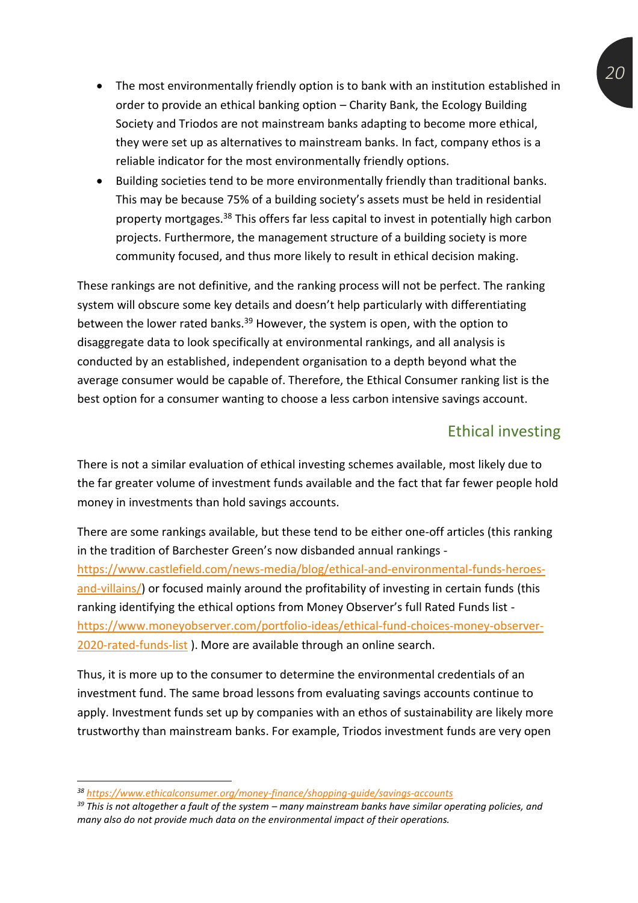- The most environmentally friendly option is to bank with an institution established in order to provide an ethical banking option – Charity Bank, the Ecology Building Society and Triodos are not mainstream banks adapting to become more ethical, they were set up as alternatives to mainstream banks. In fact, company ethos is a reliable indicator for the most environmentally friendly options.
- Building societies tend to be more environmentally friendly than traditional banks. This may be because 75% of a building society's assets must be held in residential property mortgages.[38] This offers far less capital to invest in potentially high carbon projects. Furthermore, the management structure of a building society is more community focused, and thus more likely to result in ethical decision making.

These rankings are not definitive, and the ranking process will not be perfect. The ranking system will obscure some key details and doesn't help particularly with differentiating between the lower rated banks.[39] However, the system is open, with the option to disaggregate data to look specifically at environmental rankings, and all analysis is conducted by an established, independent organisation to a depth beyond what the average consumer would be capable of. Therefore, the Ethical Consumer ranking list is the best option for a consumer wanting to choose a less carbon intensive savings account.

## Ethical investing

There is not a similar evaluation of ethical investing schemes available, most likely due to the far greater volume of investment funds available and the fact that far fewer people hold money in investments than hold savings accounts.

There are some rankings available, but these tend to be either one-off articles (this ranking in the tradition of Barchester Green's now disbanded annual rankings - https://www.castlefield.com/news-media/blog/ethical-and-environmental-funds-heroes-and-villains/) or focused mainly around the profitability of investing in certain funds (this ranking identifying the ethical options from Money Observer's full Rated Funds list - https://www.moneyobserver.com/portfolio-ideas/ethical-fund-choices-money-observer-2020-rated-funds-list ). More are available through an online search.

Thus, it is more up to the consumer to determine the environmental credentials of an investment fund. The same broad lessons from evaluating savings accounts continue to apply. Investment funds set up by companies with an ethos of sustainability are likely more trustworthy than mainstream banks. For example, Triodos investment funds are very open

---

[38] https://www.ethicalconsumer.org/money-finance/shopping-guide/savings-accounts

[39] *This is not altogether a fault of the system – many mainstream banks have similar operating policies, and many also do not provide much data on the environmental impact of their operations.*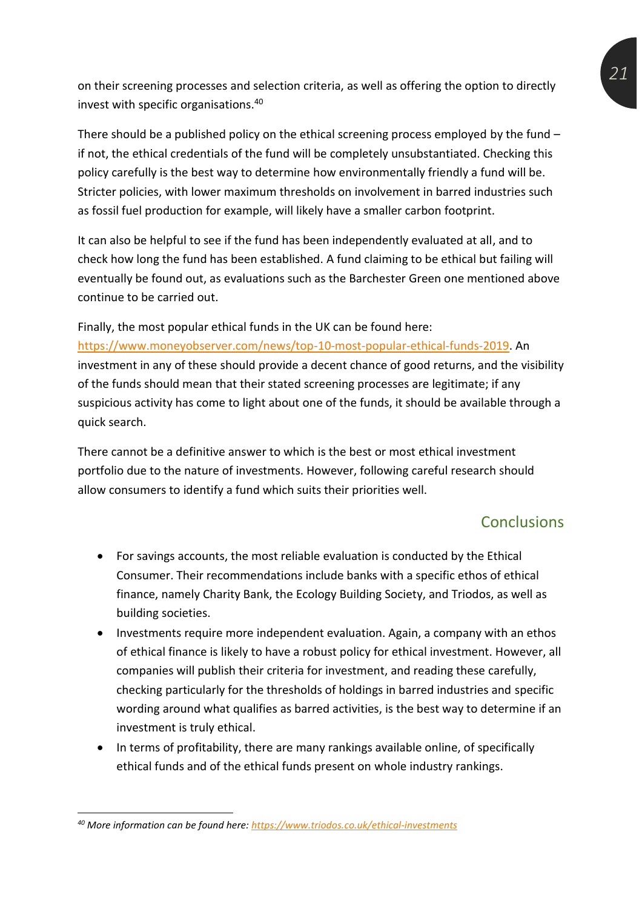on their screening processes and selection criteria, as well as offering the option to directly invest with specific organisations.[40]

There should be a published policy on the ethical screening process employed by the fund – if not, the ethical credentials of the fund will be completely unsubstantiated. Checking this policy carefully is the best way to determine how environmentally friendly a fund will be. Stricter policies, with lower maximum thresholds on involvement in barred industries such as fossil fuel production for example, will likely have a smaller carbon footprint.

It can also be helpful to see if the fund has been independently evaluated at all, and to check how long the fund has been established. A fund claiming to be ethical but failing will eventually be found out, as evaluations such as the Barchester Green one mentioned above continue to be carried out.

Finally, the most popular ethical funds in the UK can be found here: https://www.moneyobserver.com/news/top-10-most-popular-ethical-funds-2019. An investment in any of these should provide a decent chance of good returns, and the visibility of the funds should mean that their stated screening processes are legitimate; if any suspicious activity has come to light about one of the funds, it should be available through a quick search.

There cannot be a definitive answer to which is the best or most ethical investment portfolio due to the nature of investments. However, following careful research should allow consumers to identify a fund which suits their priorities well.

## Conclusions

- For savings accounts, the most reliable evaluation is conducted by the Ethical Consumer. Their recommendations include banks with a specific ethos of ethical finance, namely Charity Bank, the Ecology Building Society, and Triodos, as well as building societies.
- Investments require more independent evaluation. Again, a company with an ethos of ethical finance is likely to have a robust policy for ethical investment. However, all companies will publish their criteria for investment, and reading these carefully, checking particularly for the thresholds of holdings in barred industries and specific wording around what qualifies as barred activities, is the best way to determine if an investment is truly ethical.
- In terms of profitability, there are many rankings available online, of specifically ethical funds and of the ethical funds present on whole industry rankings.

---

[40] *More information can be found here: https://www.triodos.co.uk/ethical-investments*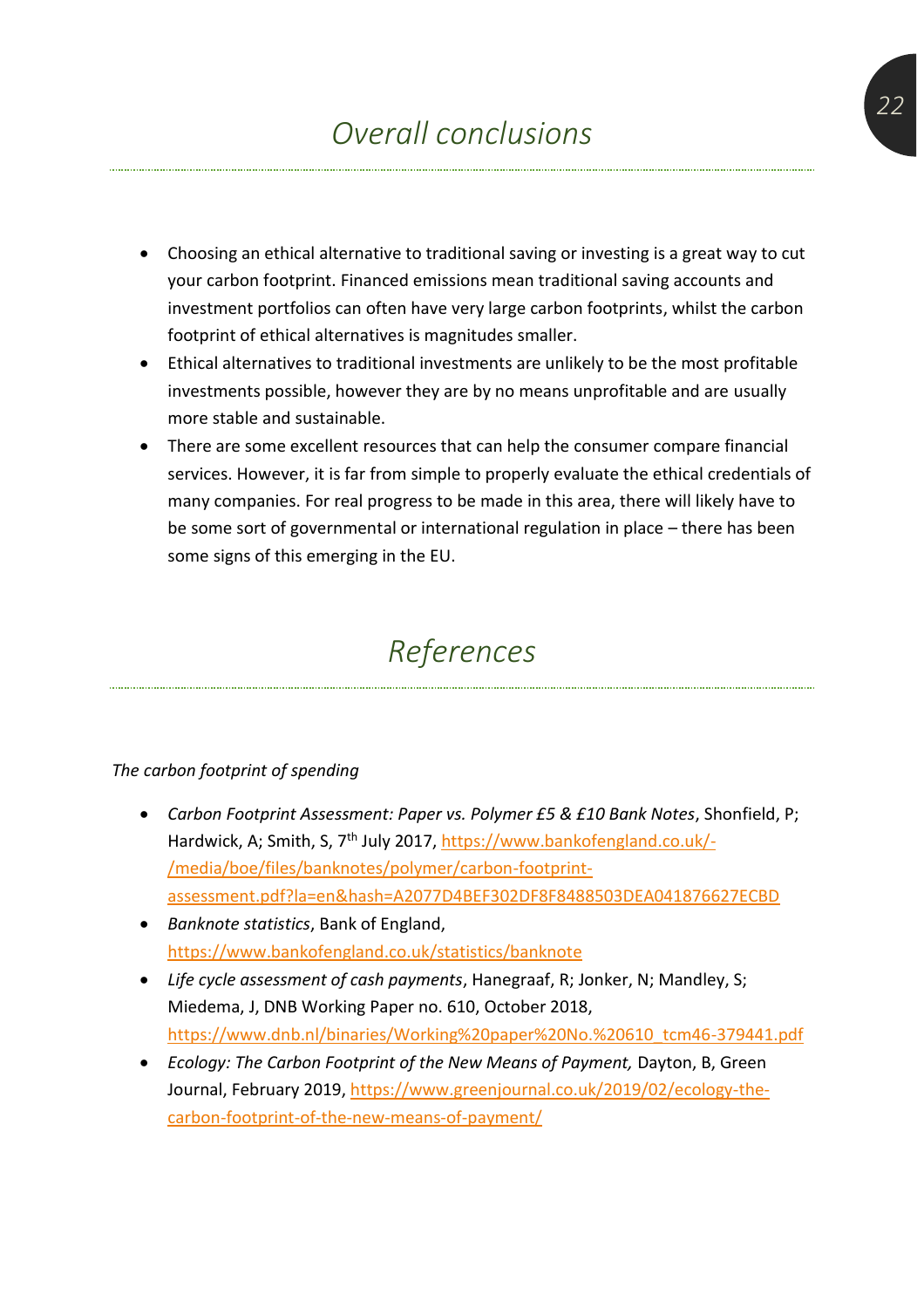# Overall conclusions

- Choosing an ethical alternative to traditional saving or investing is a great way to cut your carbon footprint. Financed emissions mean traditional saving accounts and investment portfolios can often have very large carbon footprints, whilst the carbon footprint of ethical alternatives is magnitudes smaller.
- Ethical alternatives to traditional investments are unlikely to be the most profitable investments possible, however they are by no means unprofitable and are usually more stable and sustainable.
- There are some excellent resources that can help the consumer compare financial services. However, it is far from simple to properly evaluate the ethical credentials of many companies. For real progress to be made in this area, there will likely have to be some sort of governmental or international regulation in place – there has been some signs of this emerging in the EU.

# References

*The carbon footprint of spending*

- *Carbon Footprint Assessment: Paper vs. Polymer £5 & £10 Bank Notes*, Shonfield, P; Hardwick, A; Smith, S, 7th July 2017, https://www.bankofengland.co.uk/-/media/boe/files/banknotes/polymer/carbon-footprint-assessment.pdf?la=en&hash=A2077D4BEF302DF8F8488503DEA041876627ECBD
- *Banknote statistics*, Bank of England, https://www.bankofengland.co.uk/statistics/banknote
- *Life cycle assessment of cash payments*, Hanegraaf, R; Jonker, N; Mandley, S; Miedema, J, DNB Working Paper no. 610, October 2018, https://www.dnb.nl/binaries/Working%20paper%20No.%20610_tcm46-379441.pdf
- *Ecology: The Carbon Footprint of the New Means of Payment,* Dayton, B, Green Journal, February 2019, https://www.greenjournal.co.uk/2019/02/ecology-the-carbon-footprint-of-the-new-means-of-payment/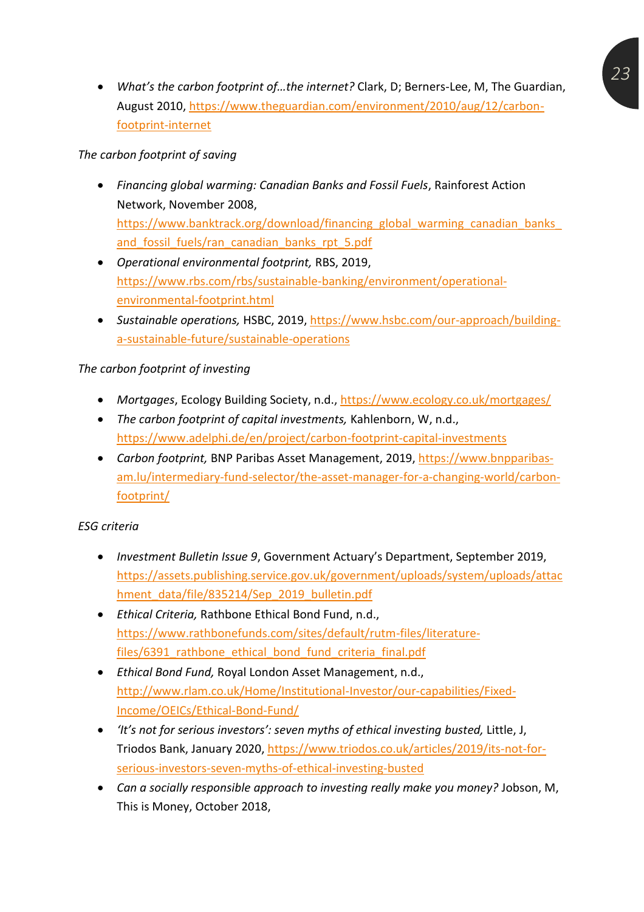- *What's the carbon footprint of…the internet?* Clark, D; Berners-Lee, M, The Guardian, August 2010, https://www.theguardian.com/environment/2010/aug/12/carbon-footprint-internet

*The carbon footprint of saving*

- *Financing global warming: Canadian Banks and Fossil Fuels*, Rainforest Action Network, November 2008, https://www.banktrack.org/download/financing_global_warming_canadian_banks_and_fossil_fuels/ran_canadian_banks_rpt_5.pdf
- *Operational environmental footprint,* RBS, 2019, https://www.rbs.com/rbs/sustainable-banking/environment/operational-environmental-footprint.html
- *Sustainable operations,* HSBC, 2019, https://www.hsbc.com/our-approach/building-a-sustainable-future/sustainable-operations

*The carbon footprint of investing*

- *Mortgages*, Ecology Building Society, n.d., https://www.ecology.co.uk/mortgages/
- *The carbon footprint of capital investments,* Kahlenborn, W, n.d., https://www.adelphi.de/en/project/carbon-footprint-capital-investments
- *Carbon footprint,* BNP Paribas Asset Management, 2019, https://www.bnpparibas-am.lu/intermediary-fund-selector/the-asset-manager-for-a-changing-world/carbon-footprint/

*ESG criteria*

- *Investment Bulletin Issue 9*, Government Actuary's Department, September 2019, https://assets.publishing.service.gov.uk/government/uploads/system/uploads/attachment_data/file/835214/Sep_2019_bulletin.pdf
- *Ethical Criteria,* Rathbone Ethical Bond Fund, n.d., https://www.rathbonefunds.com/sites/default/rutm-files/literature-files/6391_rathbone_ethical_bond_fund_criteria_final.pdf
- *Ethical Bond Fund,* Royal London Asset Management, n.d., http://www.rlam.co.uk/Home/Institutional-Investor/our-capabilities/Fixed-Income/OEICs/Ethical-Bond-Fund/
- *'It's not for serious investors': seven myths of ethical investing busted,* Little, J, Triodos Bank, January 2020, https://www.triodos.co.uk/articles/2019/its-not-for-serious-investors-seven-myths-of-ethical-investing-busted
- *Can a socially responsible approach to investing really make you money?* Jobson, M, This is Money, October 2018,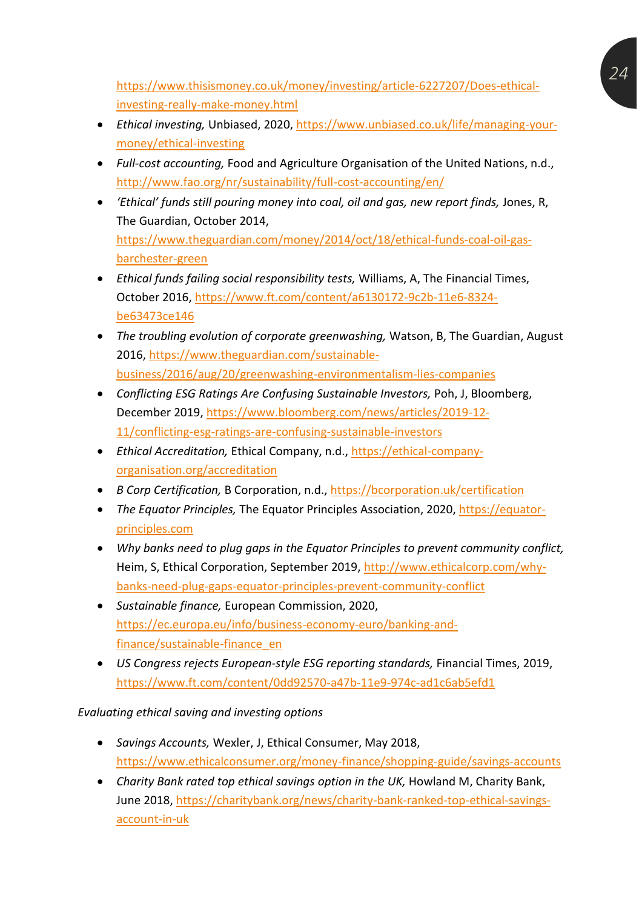https://www.thisismoney.co.uk/money/investing/article-6227207/Does-ethical-investing-really-make-money.html

- *Ethical investing,* Unbiased, 2020, https://www.unbiased.co.uk/life/managing-your-money/ethical-investing
- *Full-cost accounting,* Food and Agriculture Organisation of the United Nations, n.d., http://www.fao.org/nr/sustainability/full-cost-accounting/en/
- *'Ethical' funds still pouring money into coal, oil and gas, new report finds,* Jones, R, The Guardian, October 2014, https://www.theguardian.com/money/2014/oct/18/ethical-funds-coal-oil-gas-barchester-green
- *Ethical funds failing social responsibility tests,* Williams, A, The Financial Times, October 2016, https://www.ft.com/content/a6130172-9c2b-11e6-8324-be63473ce146
- *The troubling evolution of corporate greenwashing,* Watson, B, The Guardian, August 2016, https://www.theguardian.com/sustainable-business/2016/aug/20/greenwashing-environmentalism-lies-companies
- *Conflicting ESG Ratings Are Confusing Sustainable Investors,* Poh, J, Bloomberg, December 2019, https://www.bloomberg.com/news/articles/2019-12-11/conflicting-esg-ratings-are-confusing-sustainable-investors
- *Ethical Accreditation,* Ethical Company, n.d., https://ethical-company-organisation.org/accreditation
- *B Corp Certification,* B Corporation, n.d., https://bcorporation.uk/certification
- *The Equator Principles,* The Equator Principles Association, 2020, https://equator-principles.com
- *Why banks need to plug gaps in the Equator Principles to prevent community conflict,* Heim, S, Ethical Corporation, September 2019, http://www.ethicalcorp.com/why-banks-need-plug-gaps-equator-principles-prevent-community-conflict
- *Sustainable finance,* European Commission, 2020, https://ec.europa.eu/info/business-economy-euro/banking-and-finance/sustainable-finance_en
- *US Congress rejects European-style ESG reporting standards,* Financial Times, 2019, https://www.ft.com/content/0dd92570-a47b-11e9-974c-ad1c6ab5efd1

*Evaluating ethical saving and investing options*

- *Savings Accounts,* Wexler, J, Ethical Consumer, May 2018, https://www.ethicalconsumer.org/money-finance/shopping-guide/savings-accounts
- *Charity Bank rated top ethical savings option in the UK,* Howland M, Charity Bank, June 2018, https://charitybank.org/news/charity-bank-ranked-top-ethical-savings-account-in-uk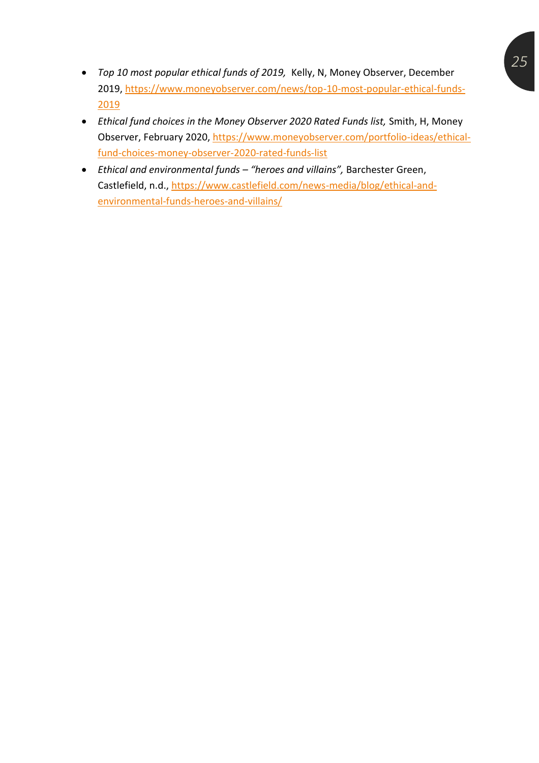- *Top 10 most popular ethical funds of 2019,* Kelly, N, Money Observer, December 2019, https://www.moneyobserver.com/news/top-10-most-popular-ethical-funds-2019
- *Ethical fund choices in the Money Observer 2020 Rated Funds list,* Smith, H, Money Observer, February 2020, https://www.moneyobserver.com/portfolio-ideas/ethical-fund-choices-money-observer-2020-rated-funds-list
- *Ethical and environmental funds – "heroes and villains",* Barchester Green, Castlefield, n.d., https://www.castlefield.com/news-media/blog/ethical-and-environmental-funds-heroes-and-villains/